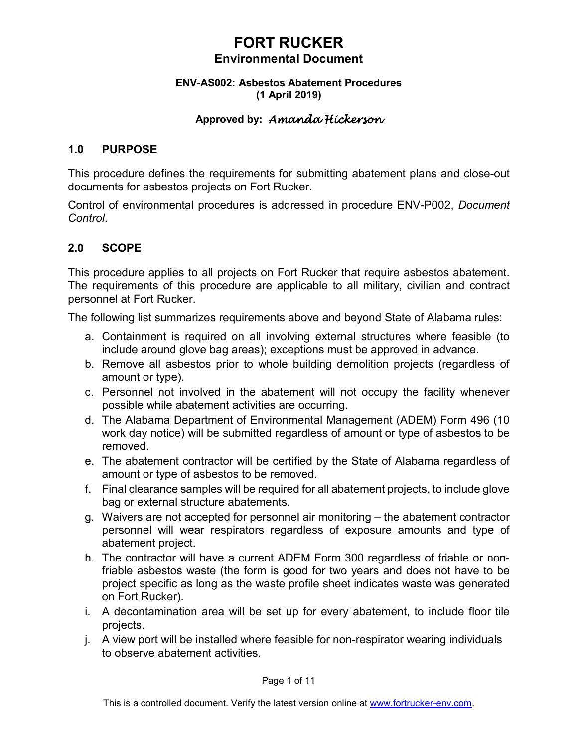# FORT RUCKER

## Environmental Document

**ENV-AS002: Asbestos Abatement Procedures**
**(1 April 2019)**

**Approved by:** *Amanda Hickerson*

## 1.0 PURPOSE

This procedure defines the requirements for submitting abatement plans and close-out documents for asbestos projects on Fort Rucker.

Control of environmental procedures is addressed in procedure ENV-P002, *Document Control*.

## 2.0 SCOPE

This procedure applies to all projects on Fort Rucker that require asbestos abatement. The requirements of this procedure are applicable to all military, civilian and contract personnel at Fort Rucker.

The following list summarizes requirements above and beyond State of Alabama rules:

a. Containment is required on all involving external structures where feasible (to include around glove bag areas); exceptions must be approved in advance.
b. Remove all asbestos prior to whole building demolition projects (regardless of amount or type).
c. Personnel not involved in the abatement will not occupy the facility whenever possible while abatement activities are occurring.
d. The Alabama Department of Environmental Management (ADEM) Form 496 (10 work day notice) will be submitted regardless of amount or type of asbestos to be removed.
e. The abatement contractor will be certified by the State of Alabama regardless of amount or type of asbestos to be removed.
f. Final clearance samples will be required for all abatement projects, to include glove bag or external structure abatements.
g. Waivers are not accepted for personnel air monitoring – the abatement contractor personnel will wear respirators regardless of exposure amounts and type of abatement project.
h. The contractor will have a current ADEM Form 300 regardless of friable or non-friable asbestos waste (the form is good for two years and does not have to be project specific as long as the waste profile sheet indicates waste was generated on Fort Rucker).
i. A decontamination area will be set up for every abatement, to include floor tile projects.
j. A view port will be installed where feasible for non-respirator wearing individuals to observe abatement activities.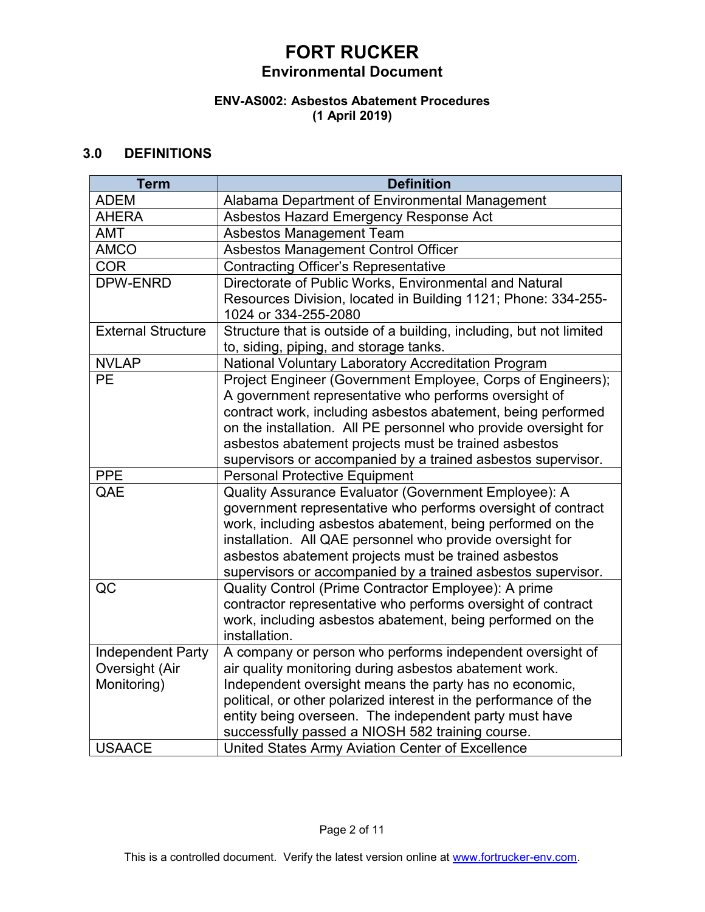## 3.0 DEFINITIONS

| Term | Definition |
|---|---|
| ADEM | Alabama Department of Environmental Management |
| AHERA | Asbestos Hazard Emergency Response Act |
| AMT | Asbestos Management Team |
| AMCO | Asbestos Management Control Officer |
| COR | Contracting Officer's Representative |
| DPW-ENRD | Directorate of Public Works, Environmental and Natural Resources Division, located in Building 1121; Phone: 334-255-1024 or 334-255-2080 |
| External Structure | Structure that is outside of a building, including, but not limited to, siding, piping, and storage tanks. |
| NVLAP | National Voluntary Laboratory Accreditation Program |
| PE | Project Engineer (Government Employee, Corps of Engineers); A government representative who performs oversight of contract work, including asbestos abatement, being performed on the installation. All PE personnel who provide oversight for asbestos abatement projects must be trained asbestos supervisors or accompanied by a trained asbestos supervisor. |
| PPE | Personal Protective Equipment |
| QAE | Quality Assurance Evaluator (Government Employee): A government representative who performs oversight of contract work, including asbestos abatement, being performed on the installation. All QAE personnel who provide oversight for asbestos abatement projects must be trained asbestos supervisors or accompanied by a trained asbestos supervisor. |
| QC | Quality Control (Prime Contractor Employee): A prime contractor representative who performs oversight of contract work, including asbestos abatement, being performed on the installation. |
| Independent Party Oversight (Air Monitoring) | A company or person who performs independent oversight of air quality monitoring during asbestos abatement work. Independent oversight means the party has no economic, political, or other polarized interest in the performance of the entity being overseen. The independent party must have successfully passed a NIOSH 582 training course. |
| USAACE | United States Army Aviation Center of Excellence |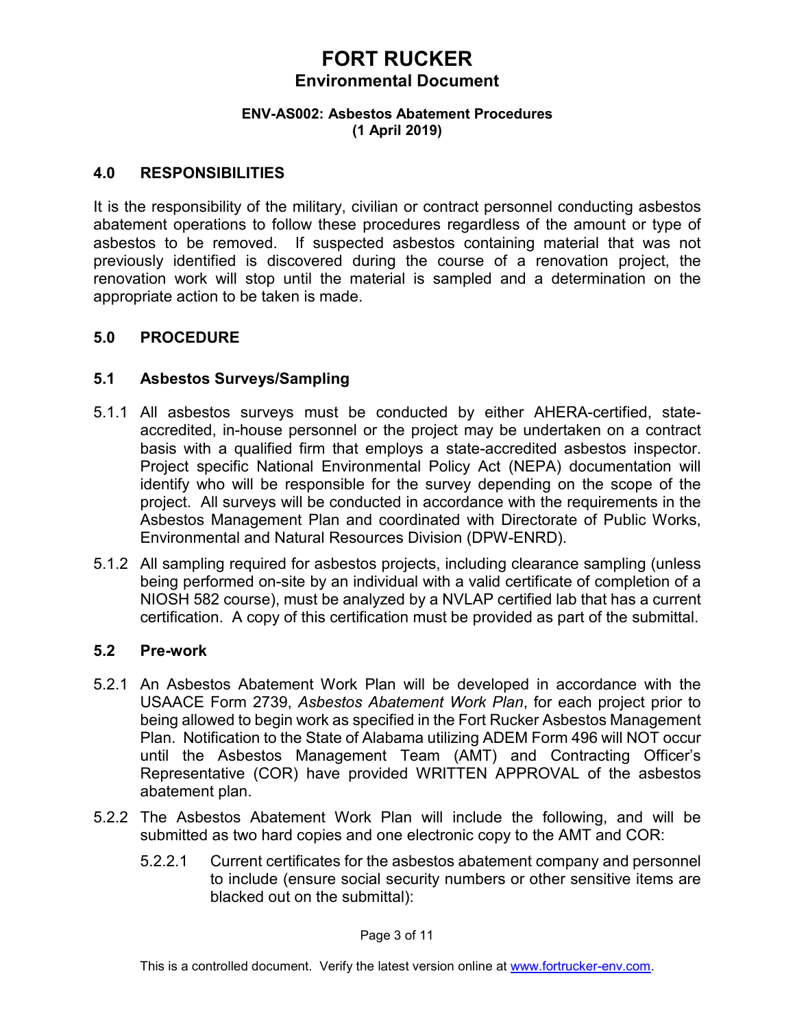## 4.0 RESPONSIBILITIES

It is the responsibility of the military, civilian or contract personnel conducting asbestos abatement operations to follow these procedures regardless of the amount or type of asbestos to be removed. If suspected asbestos containing material that was not previously identified is discovered during the course of a renovation project, the renovation work will stop until the material is sampled and a determination on the appropriate action to be taken is made.

## 5.0 PROCEDURE

### 5.1 Asbestos Surveys/Sampling

5.1.1 All asbestos surveys must be conducted by either AHERA-certified, state-accredited, in-house personnel or the project may be undertaken on a contract basis with a qualified firm that employs a state-accredited asbestos inspector. Project specific National Environmental Policy Act (NEPA) documentation will identify who will be responsible for the survey depending on the scope of the project. All surveys will be conducted in accordance with the requirements in the Asbestos Management Plan and coordinated with Directorate of Public Works, Environmental and Natural Resources Division (DPW-ENRD).

5.1.2 All sampling required for asbestos projects, including clearance sampling (unless being performed on-site by an individual with a valid certificate of completion of a NIOSH 582 course), must be analyzed by a NVLAP certified lab that has a current certification. A copy of this certification must be provided as part of the submittal.

### 5.2 Pre-work

5.2.1 An Asbestos Abatement Work Plan will be developed in accordance with the USAACE Form 2739, *Asbestos Abatement Work Plan*, for each project prior to being allowed to begin work as specified in the Fort Rucker Asbestos Management Plan. Notification to the State of Alabama utilizing ADEM Form 496 will NOT occur until the Asbestos Management Team (AMT) and Contracting Officer's Representative (COR) have provided WRITTEN APPROVAL of the asbestos abatement plan.

5.2.2 The Asbestos Abatement Work Plan will include the following, and will be submitted as two hard copies and one electronic copy to the AMT and COR:

- 5.2.2.1 Current certificates for the asbestos abatement company and personnel to include (ensure social security numbers or other sensitive items are blacked out on the submittal):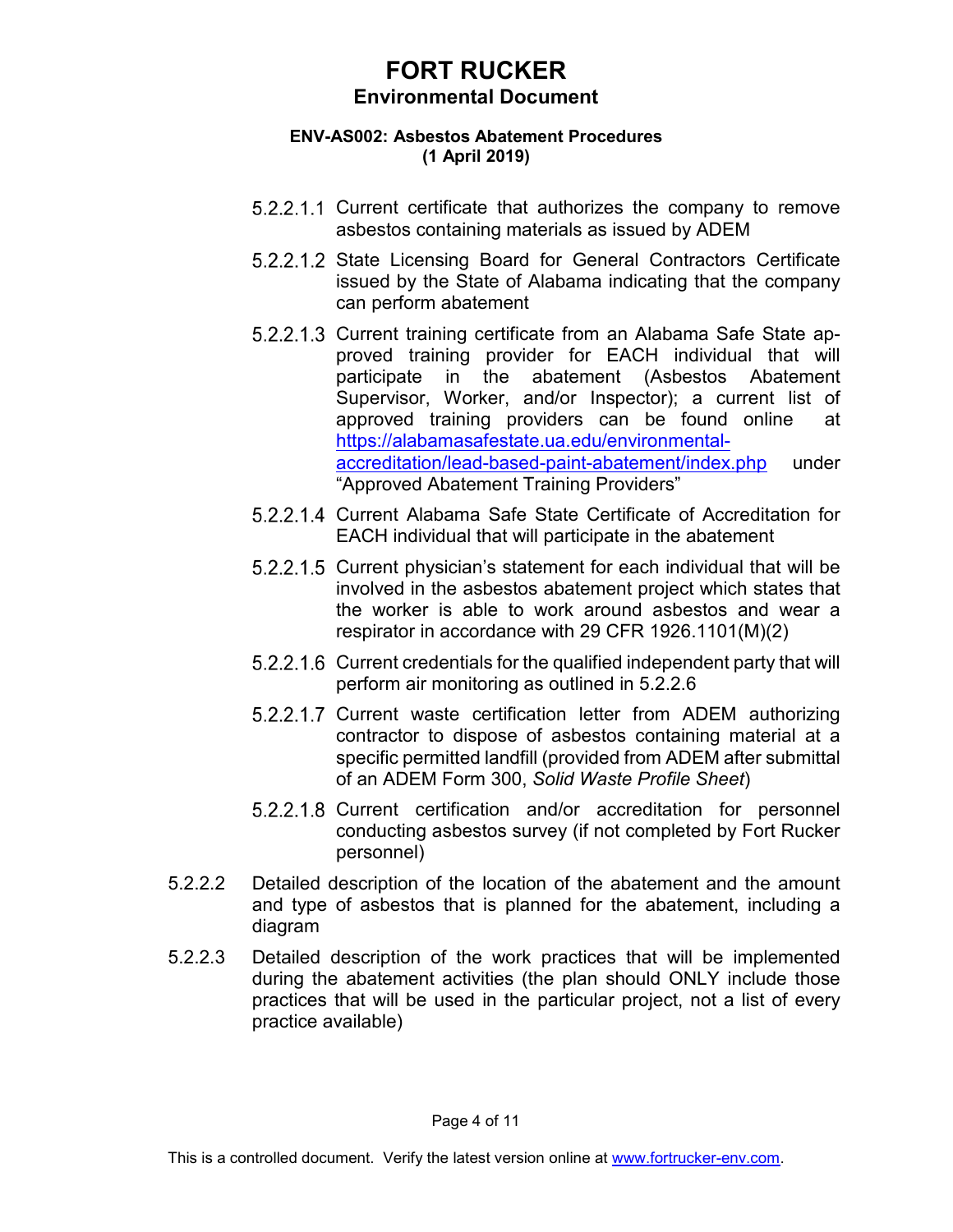5.2.2.1.1 Current certificate that authorizes the company to remove asbestos containing materials as issued by ADEM

5.2.2.1.2 State Licensing Board for General Contractors Certificate issued by the State of Alabama indicating that the company can perform abatement

5.2.2.1.3 Current training certificate from an Alabama Safe State approved training provider for EACH individual that will participate in the abatement (Asbestos Abatement Supervisor, Worker, and/or Inspector); a current list of approved training providers can be found online at [https://alabamasafestate.ua.edu/environmental-accreditation/lead-based-paint-abatement/index.php](https://alabamasafestate.ua.edu/environmental-accreditation/lead-based-paint-abatement/index.php) under "Approved Abatement Training Providers"

5.2.2.1.4 Current Alabama Safe State Certificate of Accreditation for EACH individual that will participate in the abatement

5.2.2.1.5 Current physician's statement for each individual that will be involved in the asbestos abatement project which states that the worker is able to work around asbestos and wear a respirator in accordance with 29 CFR 1926.1101(M)(2)

5.2.2.1.6 Current credentials for the qualified independent party that will perform air monitoring as outlined in 5.2.2.6

5.2.2.1.7 Current waste certification letter from ADEM authorizing contractor to dispose of asbestos containing material at a specific permitted landfill (provided from ADEM after submittal of an ADEM Form 300, *Solid Waste Profile Sheet*)

5.2.2.1.8 Current certification and/or accreditation for personnel conducting asbestos survey (if not completed by Fort Rucker personnel)

5.2.2.2 Detailed description of the location of the abatement and the amount and type of asbestos that is planned for the abatement, including a diagram

5.2.2.3 Detailed description of the work practices that will be implemented during the abatement activities (the plan should ONLY include those practices that will be used in the particular project, not a list of every practice available)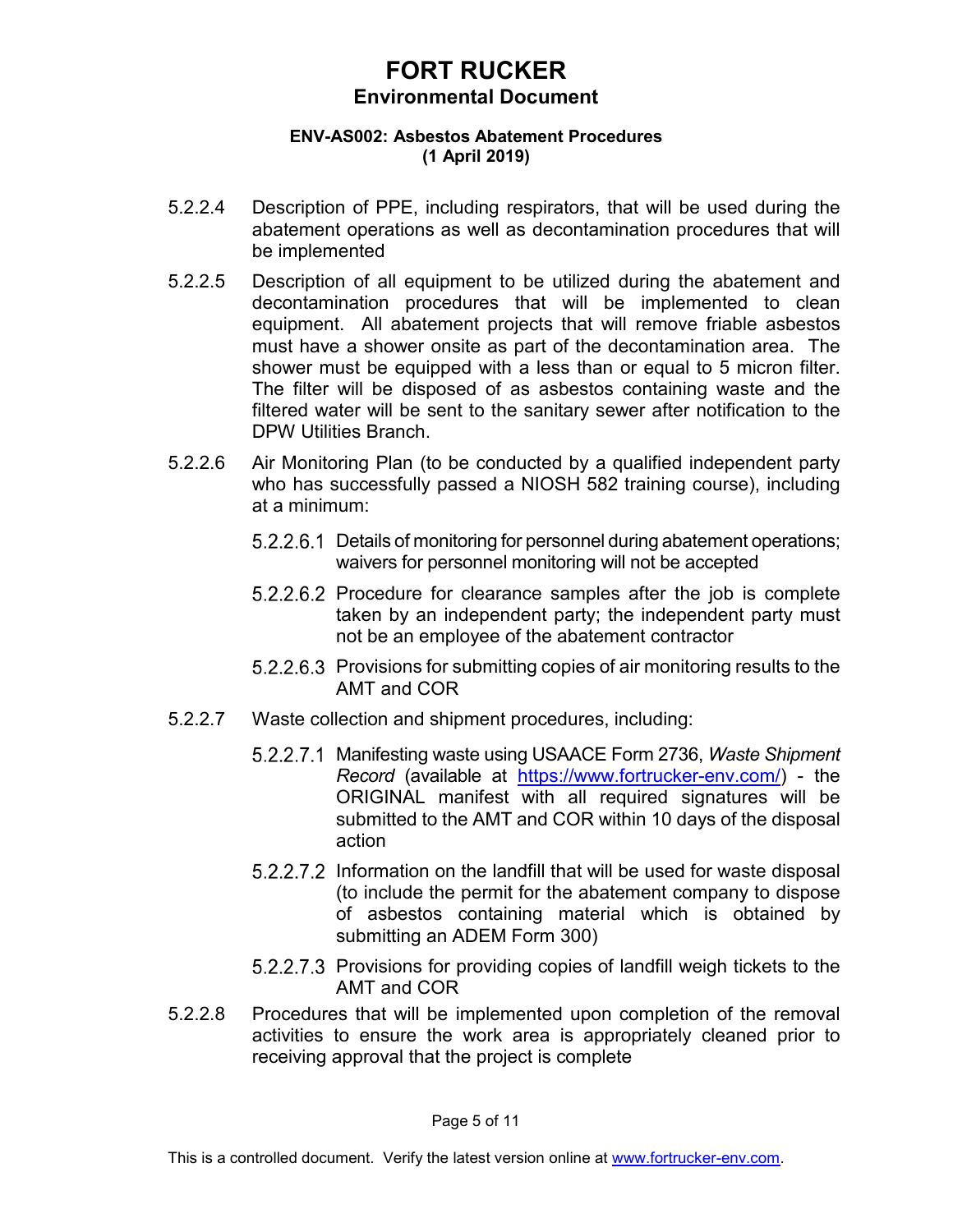5.2.2.4 Description of PPE, including respirators, that will be used during the abatement operations as well as decontamination procedures that will be implemented

5.2.2.5 Description of all equipment to be utilized during the abatement and decontamination procedures that will be implemented to clean equipment. All abatement projects that will remove friable asbestos must have a shower onsite as part of the decontamination area. The shower must be equipped with a less than or equal to 5 micron filter. The filter will be disposed of as asbestos containing waste and the filtered water will be sent to the sanitary sewer after notification to the DPW Utilities Branch.

5.2.2.6 Air Monitoring Plan (to be conducted by a qualified independent party who has successfully passed a NIOSH 582 training course), including at a minimum:

- 5.2.2.6.1 Details of monitoring for personnel during abatement operations; waivers for personnel monitoring will not be accepted
- 5.2.2.6.2 Procedure for clearance samples after the job is complete taken by an independent party; the independent party must not be an employee of the abatement contractor
- 5.2.2.6.3 Provisions for submitting copies of air monitoring results to the AMT and COR

5.2.2.7 Waste collection and shipment procedures, including:

- 5.2.2.7.1 Manifesting waste using USAACE Form 2736, *Waste Shipment Record* (available at [https://www.fortrucker-env.com/](https://www.fortrucker-env.com/)) - the ORIGINAL manifest with all required signatures will be submitted to the AMT and COR within 10 days of the disposal action
- 5.2.2.7.2 Information on the landfill that will be used for waste disposal (to include the permit for the abatement company to dispose of asbestos containing material which is obtained by submitting an ADEM Form 300)
- 5.2.2.7.3 Provisions for providing copies of landfill weigh tickets to the AMT and COR

5.2.2.8 Procedures that will be implemented upon completion of the removal activities to ensure the work area is appropriately cleaned prior to receiving approval that the project is complete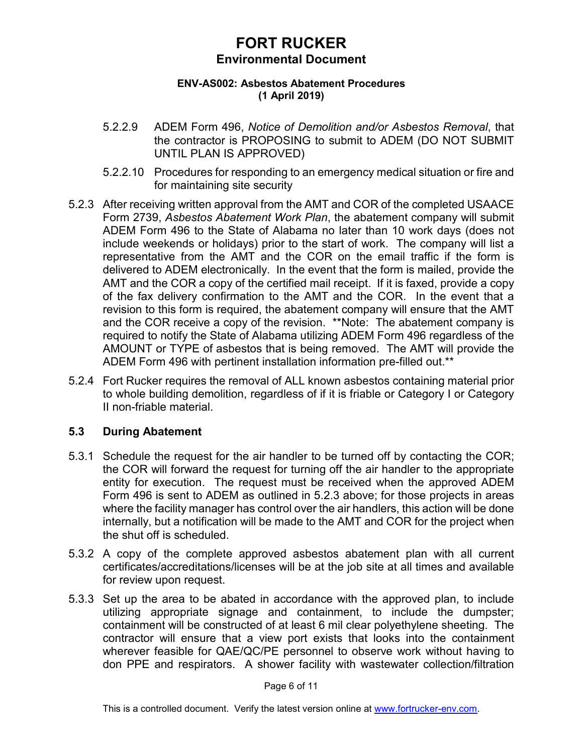5.2.2.9 ADEM Form 496, *Notice of Demolition and/or Asbestos Removal*, that the contractor is PROPOSING to submit to ADEM (DO NOT SUBMIT UNTIL PLAN IS APPROVED)

5.2.2.10 Procedures for responding to an emergency medical situation or fire and for maintaining site security

5.2.3 After receiving written approval from the AMT and COR of the completed USAACE Form 2739, *Asbestos Abatement Work Plan*, the abatement company will submit ADEM Form 496 to the State of Alabama no later than 10 work days (does not include weekends or holidays) prior to the start of work. The company will list a representative from the AMT and the COR on the email traffic if the form is delivered to ADEM electronically. In the event that the form is mailed, provide the AMT and the COR a copy of the certified mail receipt. If it is faxed, provide a copy of the fax delivery confirmation to the AMT and the COR. In the event that a revision to this form is required, the abatement company will ensure that the AMT and the COR receive a copy of the revision. **Note: The abatement company is required to notify the State of Alabama utilizing ADEM Form 496 regardless of the AMOUNT or TYPE of asbestos that is being removed. The AMT will provide the ADEM Form 496 with pertinent installation information pre-filled out.**

5.2.4 Fort Rucker requires the removal of ALL known asbestos containing material prior to whole building demolition, regardless of if it is friable or Category I or Category II non-friable material.

### 5.3 During Abatement

5.3.1 Schedule the request for the air handler to be turned off by contacting the COR; the COR will forward the request for turning off the air handler to the appropriate entity for execution. The request must be received when the approved ADEM Form 496 is sent to ADEM as outlined in 5.2.3 above; for those projects in areas where the facility manager has control over the air handlers, this action will be done internally, but a notification will be made to the AMT and COR for the project when the shut off is scheduled.

5.3.2 A copy of the complete approved asbestos abatement plan with all current certificates/accreditations/licenses will be at the job site at all times and available for review upon request.

5.3.3 Set up the area to be abated in accordance with the approved plan, to include utilizing appropriate signage and containment, to include the dumpster; containment will be constructed of at least 6 mil clear polyethylene sheeting. The contractor will ensure that a view port exists that looks into the containment wherever feasible for QAE/QC/PE personnel to observe work without having to don PPE and respirators. A shower facility with wastewater collection/filtration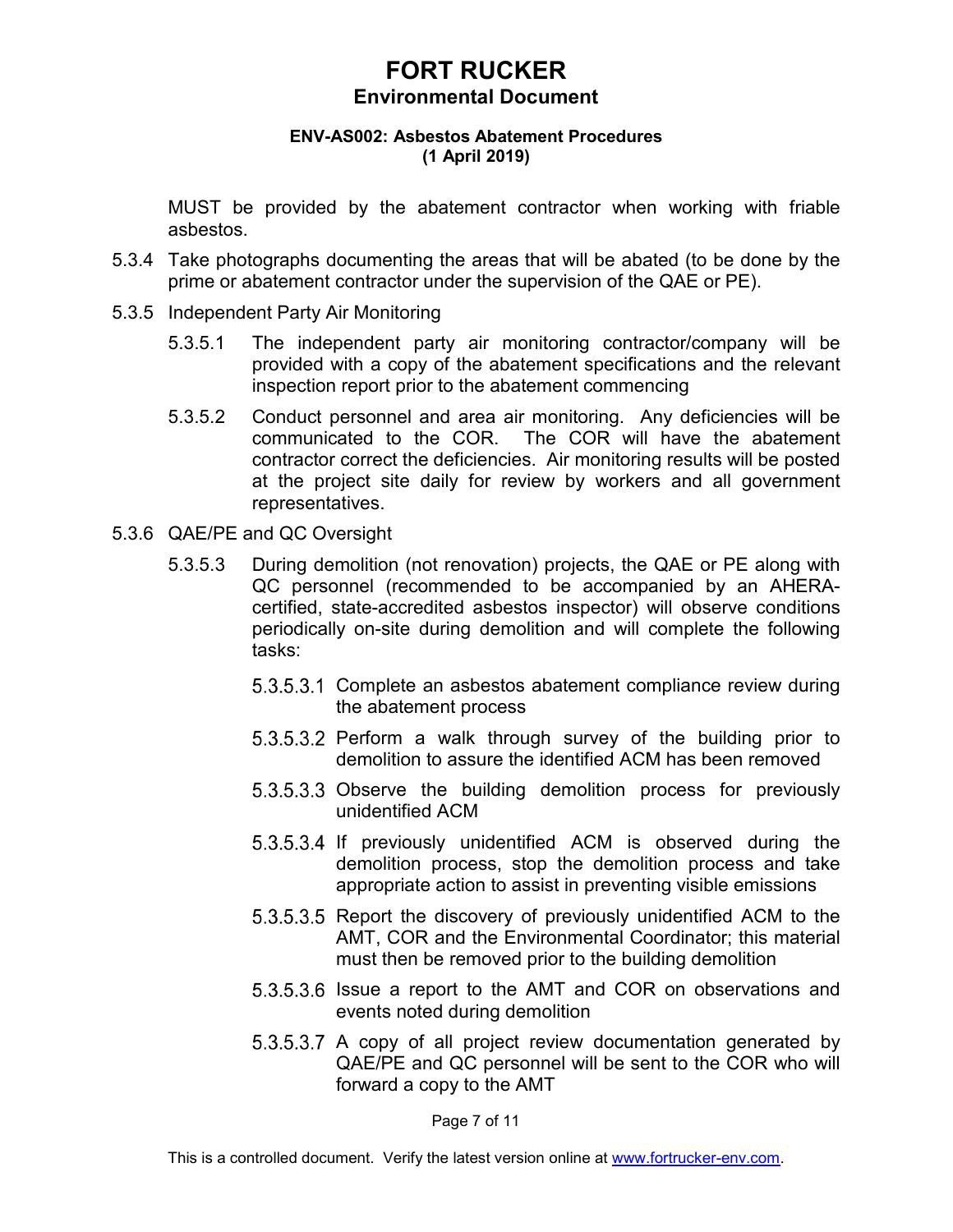MUST be provided by the abatement contractor when working with friable asbestos.

5.3.4 Take photographs documenting the areas that will be abated (to be done by the prime or abatement contractor under the supervision of the QAE or PE).

5.3.5 Independent Party Air Monitoring

5.3.5.1 The independent party air monitoring contractor/company will be provided with a copy of the abatement specifications and the relevant inspection report prior to the abatement commencing

5.3.5.2 Conduct personnel and area air monitoring. Any deficiencies will be communicated to the COR. The COR will have the abatement contractor correct the deficiencies. Air monitoring results will be posted at the project site daily for review by workers and all government representatives.

5.3.6 QAE/PE and QC Oversight

5.3.5.3 During demolition (not renovation) projects, the QAE or PE along with QC personnel (recommended to be accompanied by an AHERA-certified, state-accredited asbestos inspector) will observe conditions periodically on-site during demolition and will complete the following tasks:

5.3.5.3.1 Complete an asbestos abatement compliance review during the abatement process

5.3.5.3.2 Perform a walk through survey of the building prior to demolition to assure the identified ACM has been removed

5.3.5.3.3 Observe the building demolition process for previously unidentified ACM

5.3.5.3.4 If previously unidentified ACM is observed during the demolition process, stop the demolition process and take appropriate action to assist in preventing visible emissions

5.3.5.3.5 Report the discovery of previously unidentified ACM to the AMT, COR and the Environmental Coordinator; this material must then be removed prior to the building demolition

5.3.5.3.6 Issue a report to the AMT and COR on observations and events noted during demolition

5.3.5.3.7 A copy of all project review documentation generated by QAE/PE and QC personnel will be sent to the COR who will forward a copy to the AMT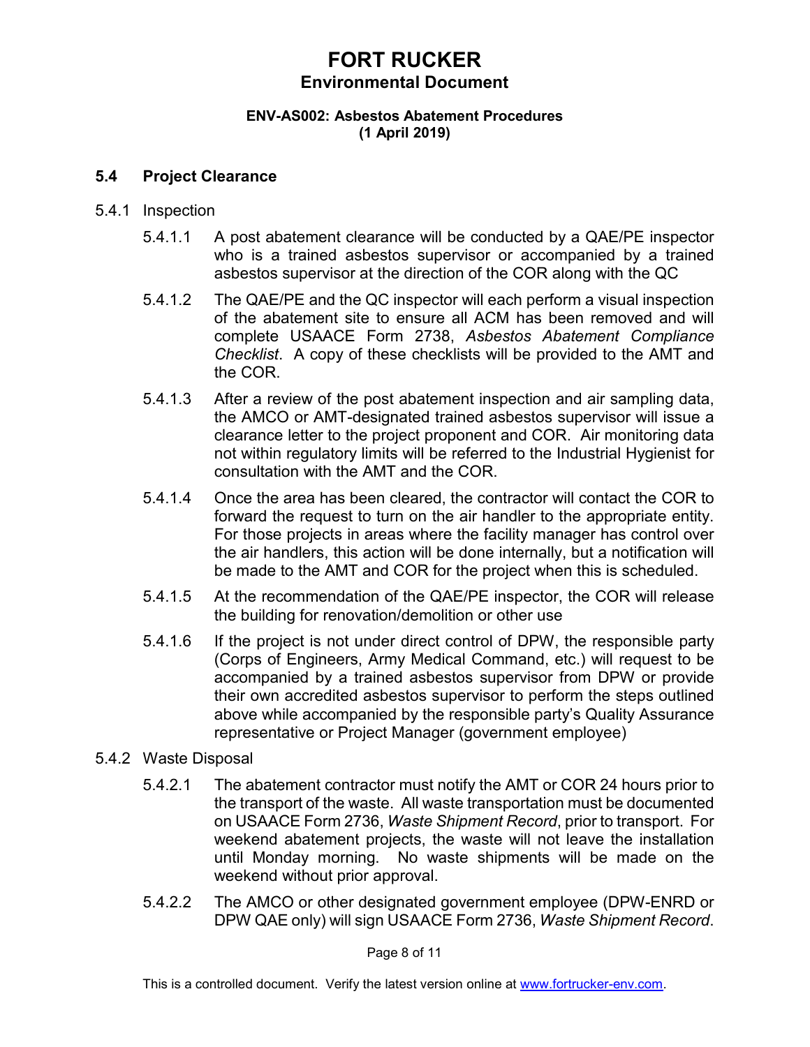## 5.4 Project Clearance

5.4.1 Inspection

5.4.1.1 A post abatement clearance will be conducted by a QAE/PE inspector who is a trained asbestos supervisor or accompanied by a trained asbestos supervisor at the direction of the COR along with the QC

5.4.1.2 The QAE/PE and the QC inspector will each perform a visual inspection of the abatement site to ensure all ACM has been removed and will complete USAACE Form 2738, *Asbestos Abatement Compliance Checklist*. A copy of these checklists will be provided to the AMT and the COR.

5.4.1.3 After a review of the post abatement inspection and air sampling data, the AMCO or AMT-designated trained asbestos supervisor will issue a clearance letter to the project proponent and COR. Air monitoring data not within regulatory limits will be referred to the Industrial Hygienist for consultation with the AMT and the COR.

5.4.1.4 Once the area has been cleared, the contractor will contact the COR to forward the request to turn on the air handler to the appropriate entity. For those projects in areas where the facility manager has control over the air handlers, this action will be done internally, but a notification will be made to the AMT and COR for the project when this is scheduled.

5.4.1.5 At the recommendation of the QAE/PE inspector, the COR will release the building for renovation/demolition or other use

5.4.1.6 If the project is not under direct control of DPW, the responsible party (Corps of Engineers, Army Medical Command, etc.) will request to be accompanied by a trained asbestos supervisor from DPW or provide their own accredited asbestos supervisor to perform the steps outlined above while accompanied by the responsible party's Quality Assurance representative or Project Manager (government employee)

5.4.2 Waste Disposal

5.4.2.1 The abatement contractor must notify the AMT or COR 24 hours prior to the transport of the waste. All waste transportation must be documented on USAACE Form 2736, *Waste Shipment Record*, prior to transport. For weekend abatement projects, the waste will not leave the installation until Monday morning. No waste shipments will be made on the weekend without prior approval.

5.4.2.2 The AMCO or other designated government employee (DPW-ENRD or DPW QAE only) will sign USAACE Form 2736, *Waste Shipment Record*.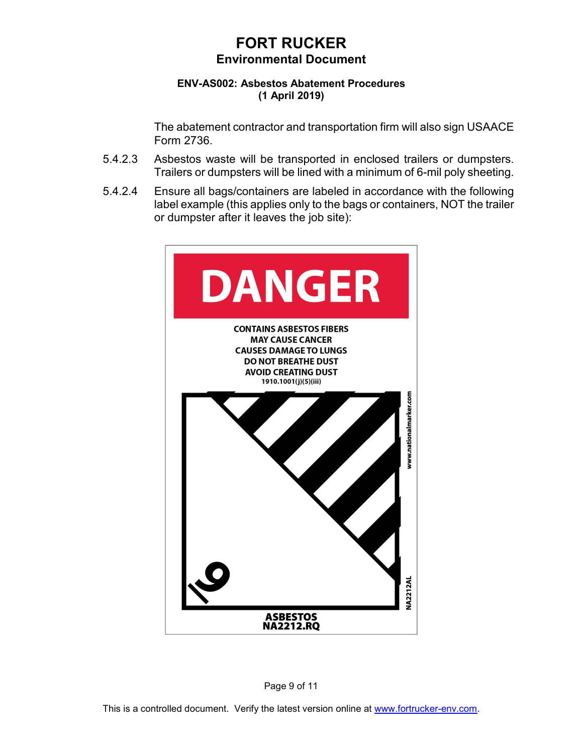The abatement contractor and transportation firm will also sign USAACE Form 2736.

5.4.2.3 Asbestos waste will be transported in enclosed trailers or dumpsters. Trailers or dumpsters will be lined with a minimum of 6-mil poly sheeting.

5.4.2.4 Ensure all bags/containers are labeled in accordance with the following label example (this applies only to the bags or containers, NOT the trailer or dumpster after it leaves the job site):

**DANGER**

CONTAINS ASBESTOS FIBERS
MAY CAUSE CANCER
CAUSES DAMAGE TO LUNGS
DO NOT BREATHE DUST
AVOID CREATING DUST
1910.1001(j)(5)(iii)

9

www.nationalmarker.com

NA2212AL

ASBESTOS
NA2212.RQ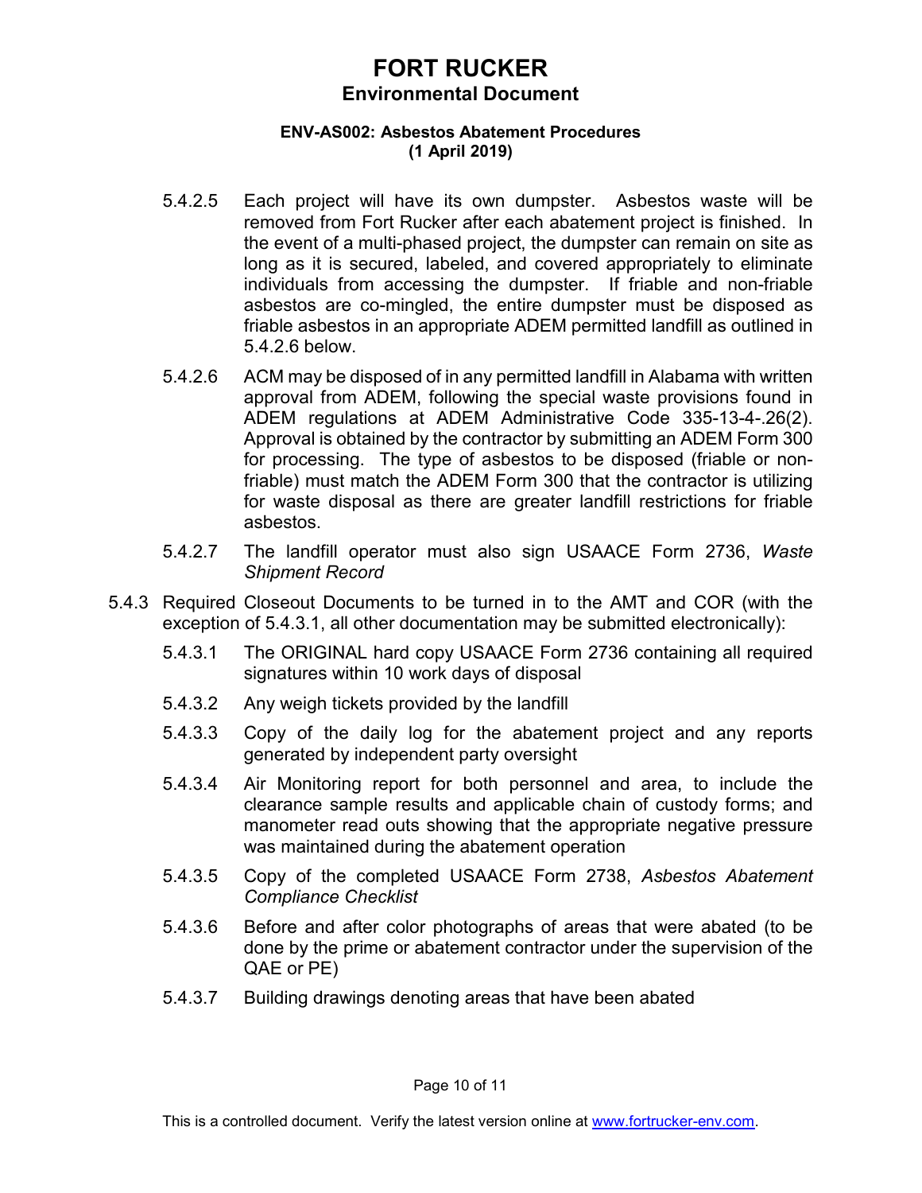5.4.2.5 Each project will have its own dumpster. Asbestos waste will be removed from Fort Rucker after each abatement project is finished. In the event of a multi-phased project, the dumpster can remain on site as long as it is secured, labeled, and covered appropriately to eliminate individuals from accessing the dumpster. If friable and non-friable asbestos are co-mingled, the entire dumpster must be disposed as friable asbestos in an appropriate ADEM permitted landfill as outlined in 5.4.2.6 below.

5.4.2.6 ACM may be disposed of in any permitted landfill in Alabama with written approval from ADEM, following the special waste provisions found in ADEM regulations at ADEM Administrative Code 335-13-4-.26(2). Approval is obtained by the contractor by submitting an ADEM Form 300 for processing. The type of asbestos to be disposed (friable or non-friable) must match the ADEM Form 300 that the contractor is utilizing for waste disposal as there are greater landfill restrictions for friable asbestos.

5.4.2.7 The landfill operator must also sign USAACE Form 2736, *Waste Shipment Record*

5.4.3 Required Closeout Documents to be turned in to the AMT and COR (with the exception of 5.4.3.1, all other documentation may be submitted electronically):

5.4.3.1 The ORIGINAL hard copy USAACE Form 2736 containing all required signatures within 10 work days of disposal

5.4.3.2 Any weigh tickets provided by the landfill

5.4.3.3 Copy of the daily log for the abatement project and any reports generated by independent party oversight

5.4.3.4 Air Monitoring report for both personnel and area, to include the clearance sample results and applicable chain of custody forms; and manometer read outs showing that the appropriate negative pressure was maintained during the abatement operation

5.4.3.5 Copy of the completed USAACE Form 2738, *Asbestos Abatement Compliance Checklist*

5.4.3.6 Before and after color photographs of areas that were abated (to be done by the prime or abatement contractor under the supervision of the QAE or PE)

5.4.3.7 Building drawings denoting areas that have been abated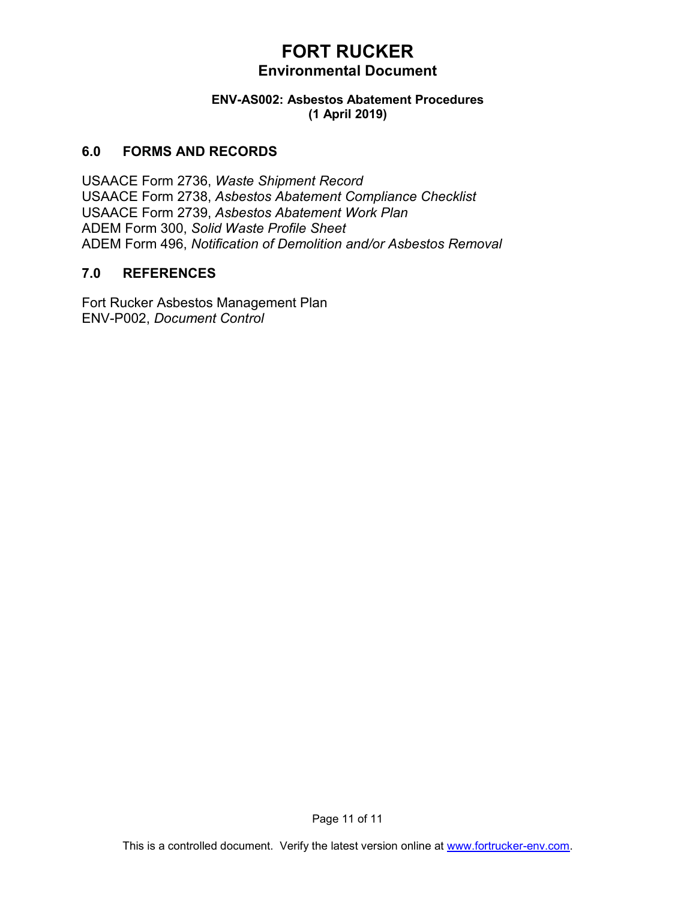## 6.0 FORMS AND RECORDS

USAACE Form 2736, *Waste Shipment Record*
USAACE Form 2738, *Asbestos Abatement Compliance Checklist*
USAACE Form 2739, *Asbestos Abatement Work Plan*
ADEM Form 300, *Solid Waste Profile Sheet*
ADEM Form 496, *Notification of Demolition and/or Asbestos Removal*

## 7.0 REFERENCES

Fort Rucker Asbestos Management Plan
ENV-P002, *Document Control*